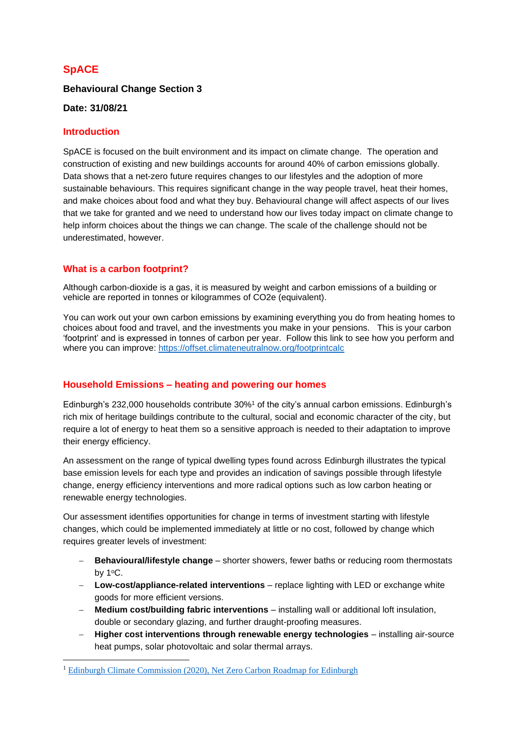# SpACE

**Behavioural Change Section 3**

**Date: 31/08/21**

## Introduction

SpACE is focused on the built environment and its impact on climate change. The operation and construction of existing and new buildings accounts for around 40% of carbon emissions globally. Data shows that a net-zero future requires changes to our lifestyles and the adoption of more sustainable behaviours. This requires significant change in the way people travel, heat their homes, and make choices about food and what they buy. Behavioural change will affect aspects of our lives that we take for granted and we need to understand how our lives today impact on climate change to help inform choices about the things we can change. The scale of the challenge should not be underestimated, however.

## What is a carbon footprint?

Although carbon-dioxide is a gas, it is measured by weight and carbon emissions of a building or vehicle are reported in tonnes or kilogrammes of CO2e (equivalent).

You can work out your own carbon emissions by examining everything you do from heating homes to choices about food and travel, and the investments you make in your pensions. This is your carbon 'footprint' and is expressed in tonnes of carbon per year. Follow this link to see how you perform and where you can improve: https://offset.climateneutralnow.org/footprintcalc

## Household Emissions – heating and powering our homes

Edinburgh's 232,000 households contribute 30%[1] of the city's annual carbon emissions. Edinburgh's rich mix of heritage buildings contribute to the cultural, social and economic character of the city, but require a lot of energy to heat them so a sensitive approach is needed to their adaptation to improve their energy efficiency.

An assessment on the range of typical dwelling types found across Edinburgh illustrates the typical base emission levels for each type and provides an indication of savings possible through lifestyle change, energy efficiency interventions and more radical options such as low carbon heating or renewable energy technologies.

Our assessment identifies opportunities for change in terms of investment starting with lifestyle changes, which could be implemented immediately at little or no cost, followed by change which requires greater levels of investment:

- **Behavioural/lifestyle change** – shorter showers, fewer baths or reducing room thermostats by 1°C.
- **Low-cost/appliance-related interventions** – replace lighting with LED or exchange white goods for more efficient versions.
- **Medium cost/building fabric interventions** – installing wall or additional loft insulation, double or secondary glazing, and further draught-proofing measures.
- **Higher cost interventions through renewable energy technologies** – installing air-source heat pumps, solar photovoltaic and solar thermal arrays.

[1] Edinburgh Climate Commission (2020), Net Zero Carbon Roadmap for Edinburgh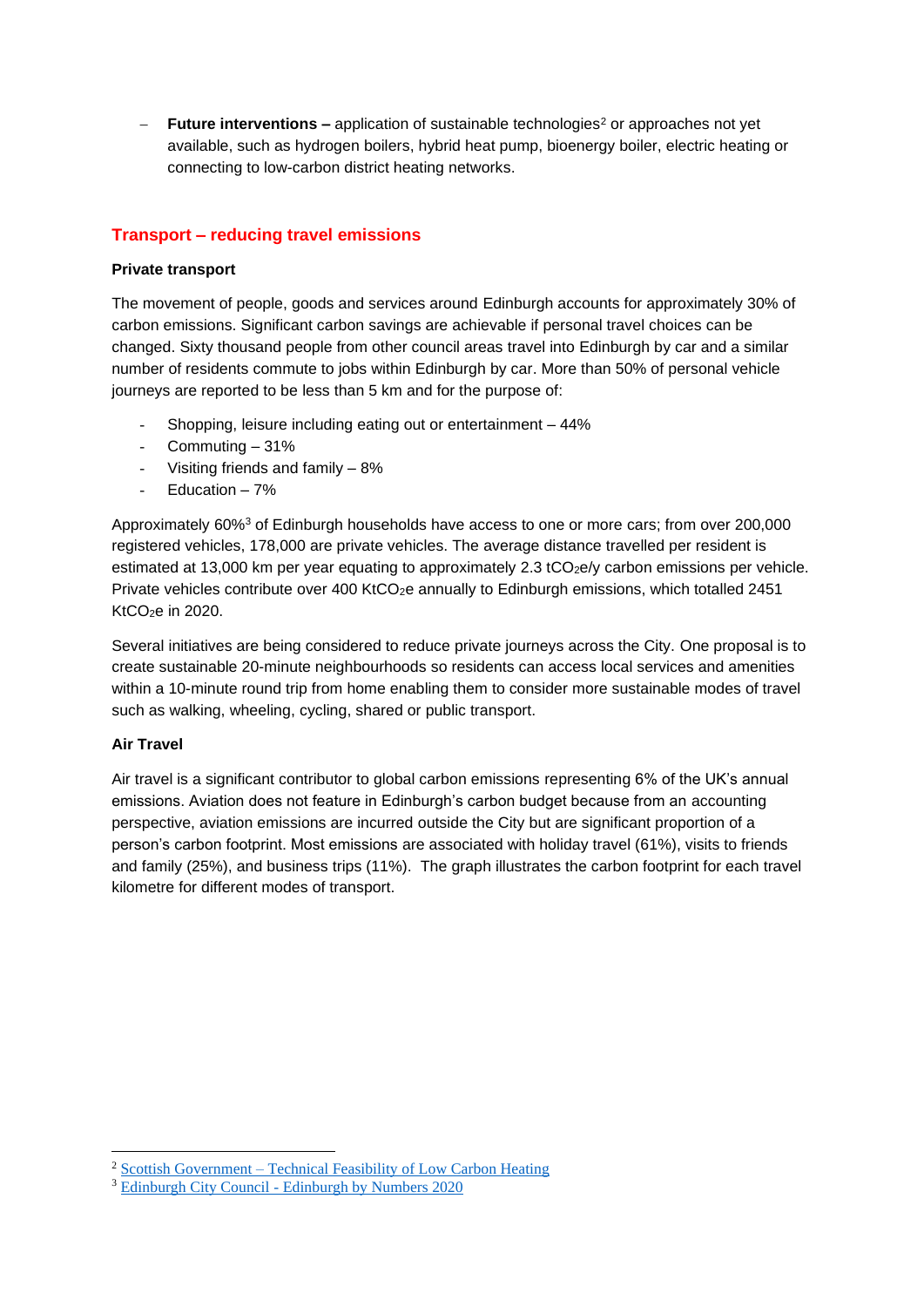- **Future interventions –** application of sustainable technologies[2] or approaches not yet available, such as hydrogen boilers, hybrid heat pump, bioenergy boiler, electric heating or connecting to low-carbon district heating networks.

## Transport – reducing travel emissions

**Private transport**

The movement of people, goods and services around Edinburgh accounts for approximately 30% of carbon emissions. Significant carbon savings are achievable if personal travel choices can be changed. Sixty thousand people from other council areas travel into Edinburgh by car and a similar number of residents commute to jobs within Edinburgh by car. More than 50% of personal vehicle journeys are reported to be less than 5 km and for the purpose of:

- Shopping, leisure including eating out or entertainment – 44%
- Commuting – 31%
- Visiting friends and family – 8%
- Education – 7%

Approximately 60%[3] of Edinburgh households have access to one or more cars; from over 200,000 registered vehicles, 178,000 are private vehicles. The average distance travelled per resident is estimated at 13,000 km per year equating to approximately 2.3 $tCO_2e/y$ carbon emissions per vehicle. Private vehicles contribute over 400 $KtCO_2e$ annually to Edinburgh emissions, which totalled 2451 $KtCO_2e$ in 2020.

Several initiatives are being considered to reduce private journeys across the City. One proposal is to create sustainable 20-minute neighbourhoods so residents can access local services and amenities within a 10-minute round trip from home enabling them to consider more sustainable modes of travel such as walking, wheeling, cycling, shared or public transport.

**Air Travel**

Air travel is a significant contributor to global carbon emissions representing 6% of the UK's annual emissions. Aviation does not feature in Edinburgh's carbon budget because from an accounting perspective, aviation emissions are incurred outside the City but are significant proportion of a person's carbon footprint. Most emissions are associated with holiday travel (61%), visits to friends and family (25%), and business trips (11%). The graph illustrates the carbon footprint for each travel kilometre for different modes of transport.

---

[2] Scottish Government – Technical Feasibility of Low Carbon Heating

[3] Edinburgh City Council - Edinburgh by Numbers 2020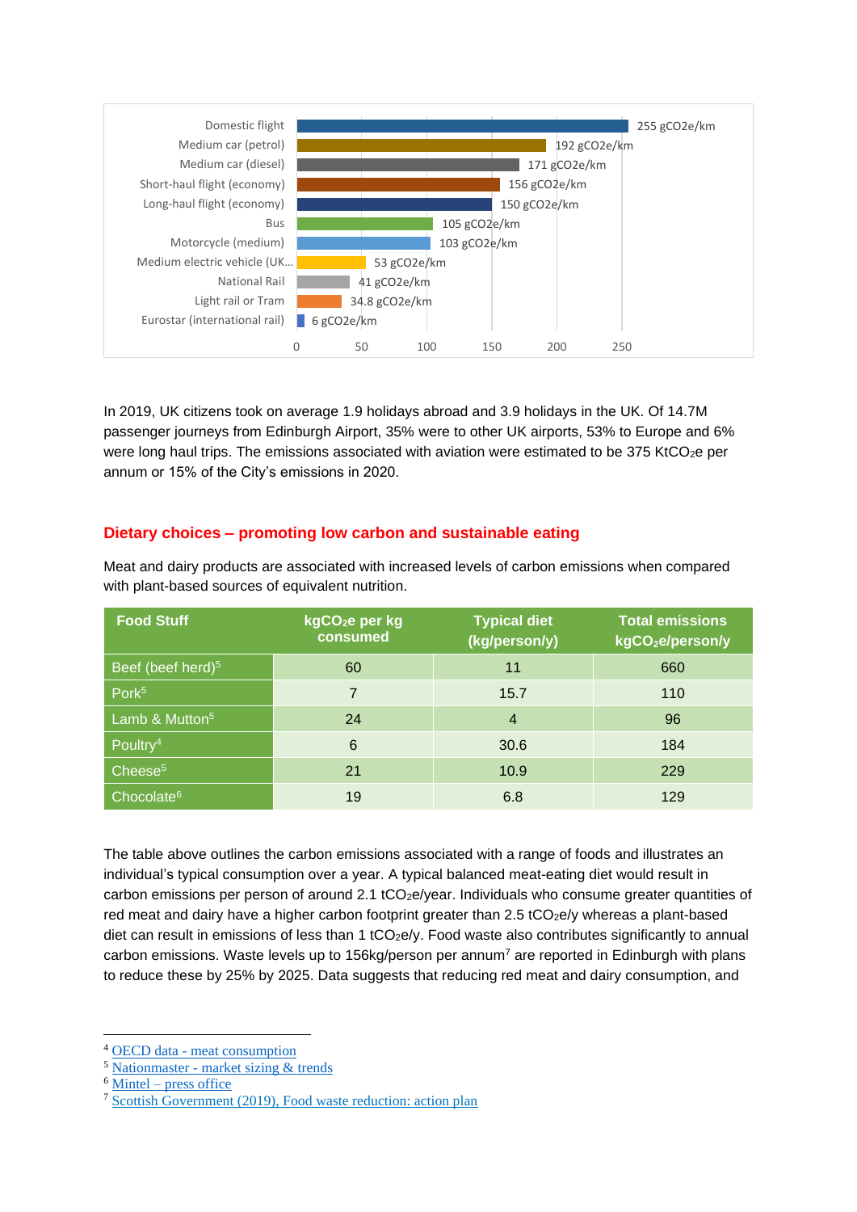| Mode | Emissions |
| --- | --- |
| Domestic flight | 255 gCO2e/km |
| Medium car (petrol) | 192 gCO2e/km |
| Medium car (diesel) | 171 gCO2e/km |
| Short-haul flight (economy) | 156 gCO2e/km |
| Long-haul flight (economy) | 150 gCO2e/km |
| Bus | 105 gCO2e/km |
| Motorcycle (medium) | 103 gCO2e/km |
| Medium electric vehicle (UK... | 53 gCO2e/km |
| National Rail | 41 gCO2e/km |
| Light rail or Tram | 34.8 gCO2e/km |
| Eurostar (international rail) | 6 gCO2e/km |

In 2019, UK citizens took on average 1.9 holidays abroad and 3.9 holidays in the UK. Of 14.7M passenger journeys from Edinburgh Airport, 35% were to other UK airports, 53% to Europe and 6% were long haul trips. The emissions associated with aviation were estimated to be 375 $KtCO_2e$ per annum or 15% of the City's emissions in 2020.

## Dietary choices – promoting low carbon and sustainable eating

Meat and dairy products are associated with increased levels of carbon emissions when compared with plant-based sources of equivalent nutrition.

| Food Stuff | $kgCO_2e$ per kg consumed | Typical diet (kg/person/y) | Total emissions $kgCO_2e$/person/y |
| --- | --- | --- | --- |
| Beef (beef herd)[5] | 60 | 11 | 660 |
| Pork[5] | 7 | 15.7 | 110 |
| Lamb & Mutton[5] | 24 | 4 | 96 |
| Poultry[4] | 6 | 30.6 | 184 |
| Cheese[5] | 21 | 10.9 | 229 |
| Chocolate[6] | 19 | 6.8 | 129 |

The table above outlines the carbon emissions associated with a range of foods and illustrates an individual's typical consumption over a year. A typical balanced meat-eating diet would result in carbon emissions per person of around 2.1 $tCO_2e$/year. Individuals who consume greater quantities of red meat and dairy have a higher carbon footprint greater than 2.5 $tCO_2e$/y whereas a plant-based diet can result in emissions of less than 1 $tCO_2e$/y. Food waste also contributes significantly to annual carbon emissions. Waste levels up to 156kg/person per annum[7] are reported in Edinburgh with plans to reduce these by 25% by 2025. Data suggests that reducing red meat and dairy consumption, and

---

[4] OECD data - meat consumption
[5] Nationmaster - market sizing & trends
[6] Mintel – press office
[7] Scottish Government (2019), Food waste reduction: action plan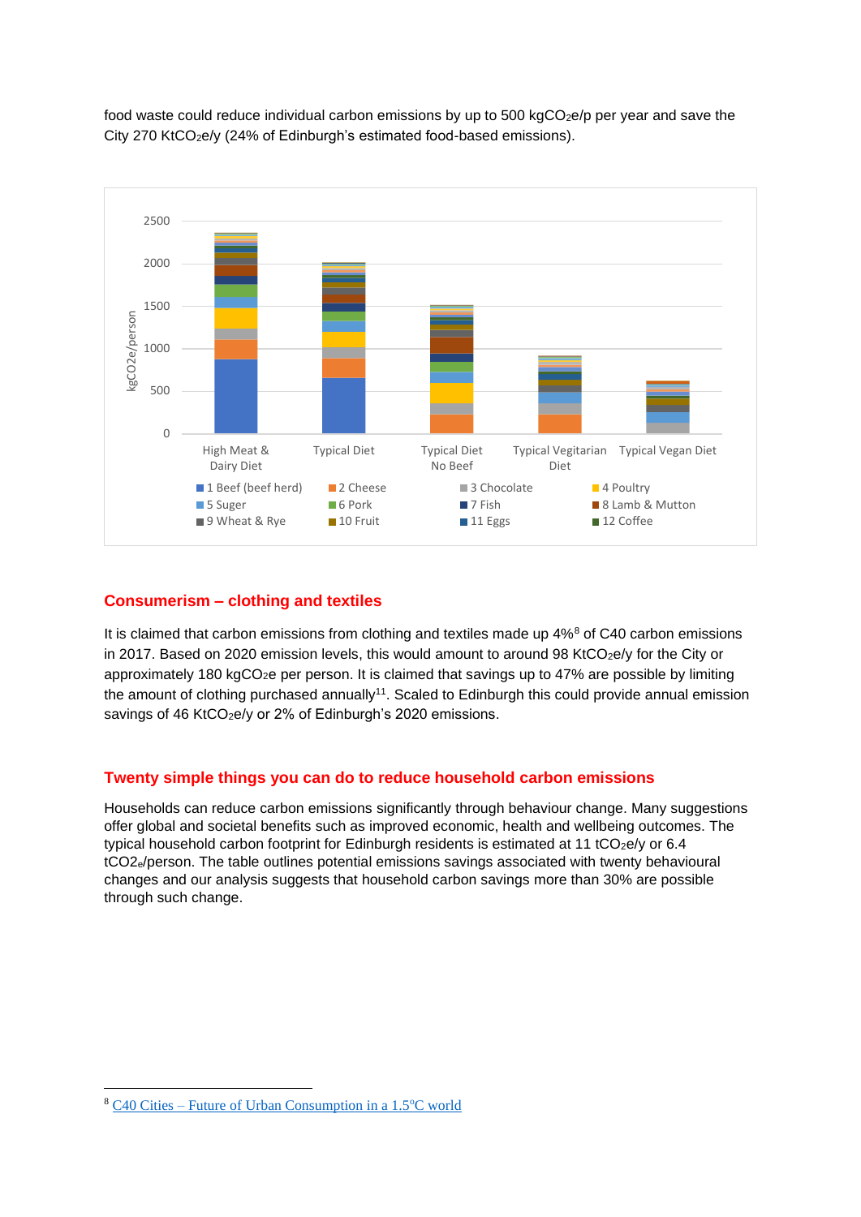food waste could reduce individual carbon emissions by up to 500 kg$CO_2$e/p per year and save the City 270 Kt$CO_2$e/y (24% of Edinburgh's estimated food-based emissions).

## Consumerism – clothing and textiles

It is claimed that carbon emissions from clothing and textiles made up 4%[8] of C40 carbon emissions in 2017. Based on 2020 emission levels, this would amount to around 98 Kt$CO_2$e/y for the City or approximately 180 kg$CO_2$e per person. It is claimed that savings up to 47% are possible by limiting the amount of clothing purchased annually[11]. Scaled to Edinburgh this could provide annual emission savings of 46 Kt$CO_2$e/y or 2% of Edinburgh's 2020 emissions.

## Twenty simple things you can do to reduce household carbon emissions

Households can reduce carbon emissions significantly through behaviour change. Many suggestions offer global and societal benefits such as improved economic, health and wellbeing outcomes. The typical household carbon footprint for Edinburgh residents is estimated at 11 t$CO_2$e/y or 6.4 t$CO_2$e/person. The table outlines potential emissions savings associated with twenty behavioural changes and our analysis suggests that household carbon savings more than 30% are possible through such change.

---

[8] C40 Cities – Future of Urban Consumption in a 1.5°C world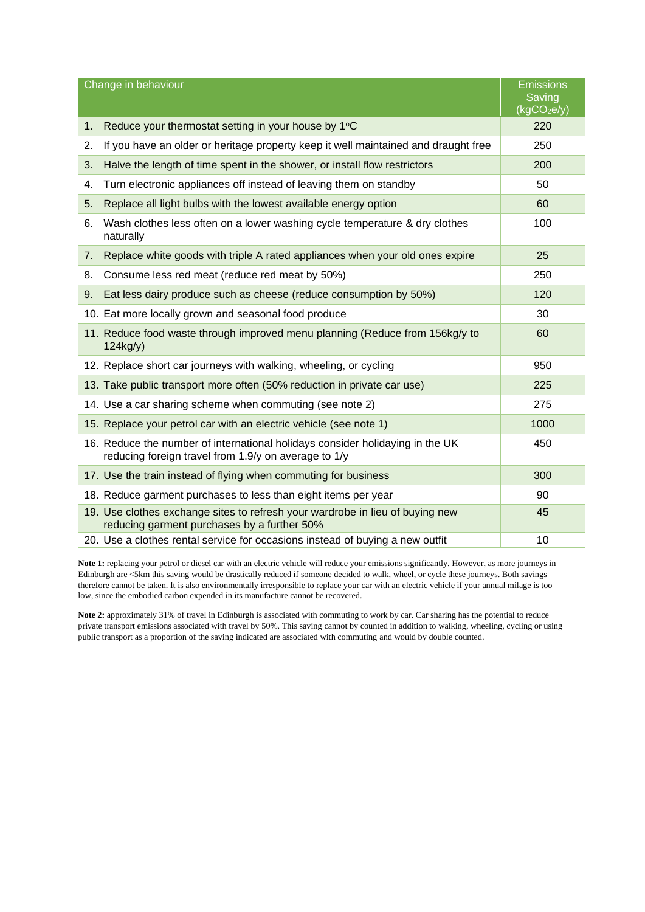| Change in behaviour | Emissions Saving ($kgCO_2e/y$) |
|---|---|
| 1. Reduce your thermostat setting in your house by 1°C | 220 |
| 2. If you have an older or heritage property keep it well maintained and draught free | 250 |
| 3. Halve the length of time spent in the shower, or install flow restrictors | 200 |
| 4. Turn electronic appliances off instead of leaving them on standby | 50 |
| 5. Replace all light bulbs with the lowest available energy option | 60 |
| 6. Wash clothes less often on a lower washing cycle temperature & dry clothes naturally | 100 |
| 7. Replace white goods with triple A rated appliances when your old ones expire | 25 |
| 8. Consume less red meat (reduce red meat by 50%) | 250 |
| 9. Eat less dairy produce such as cheese (reduce consumption by 50%) | 120 |
| 10. Eat more locally grown and seasonal food produce | 30 |
| 11. Reduce food waste through improved menu planning (Reduce from 156kg/y to 124kg/y) | 60 |
| 12. Replace short car journeys with walking, wheeling, or cycling | 950 |
| 13. Take public transport more often (50% reduction in private car use) | 225 |
| 14. Use a car sharing scheme when commuting (see note 2) | 275 |
| 15. Replace your petrol car with an electric vehicle (see note 1) | 1000 |
| 16. Reduce the number of international holidays consider holidaying in the UK reducing foreign travel from 1.9/y on average to 1/y | 450 |
| 17. Use the train instead of flying when commuting for business | 300 |
| 18. Reduce garment purchases to less than eight items per year | 90 |
| 19. Use clothes exchange sites to refresh your wardrobe in lieu of buying new reducing garment purchases by a further 50% | 45 |
| 20. Use a clothes rental service for occasions instead of buying a new outfit | 10 |

**Note 1:** replacing your petrol or diesel car with an electric vehicle will reduce your emissions significantly. However, as more journeys in Edinburgh are <5km this saving would be drastically reduced if someone decided to walk, wheel, or cycle these journeys. Both savings therefore cannot be taken. It is also environmentally irresponsible to replace your car with an electric vehicle if your annual milage is too low, since the embodied carbon expended in its manufacture cannot be recovered.

**Note 2:** approximately 31% of travel in Edinburgh is associated with commuting to work by car. Car sharing has the potential to reduce private transport emissions associated with travel by 50%. This saving cannot by counted in addition to walking, wheeling, cycling or using public transport as a proportion of the saving indicated are associated with commuting and would by double counted.